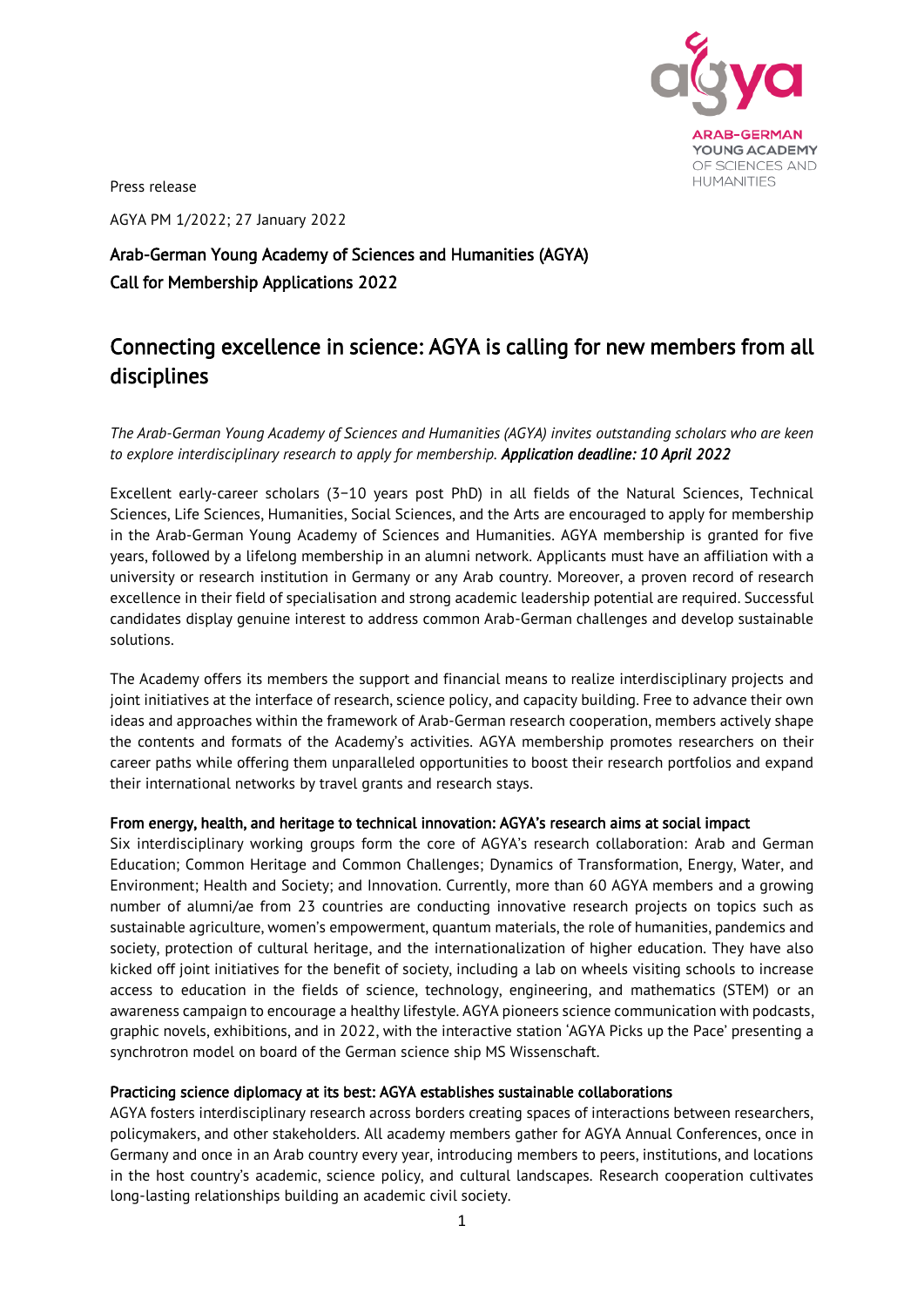Press release

AGYA PM 1/2022; 27 January 2022

**Arab-German Young Academy of Sciences and Humanities (AGYA)**
**Call for Membership Applications 2022**

# Connecting excellence in science: AGYA is calling for new members from all disciplines

*The Arab-German Young Academy of Sciences and Humanities (AGYA) invites outstanding scholars who are keen to explore interdisciplinary research to apply for membership.* ***Application deadline: 10 April 2022***

Excellent early-career scholars (3–10 years post PhD) in all fields of the Natural Sciences, Technical Sciences, Life Sciences, Humanities, Social Sciences, and the Arts are encouraged to apply for membership in the Arab-German Young Academy of Sciences and Humanities. AGYA membership is granted for five years, followed by a lifelong membership in an alumni network. Applicants must have an affiliation with a university or research institution in Germany or any Arab country. Moreover, a proven record of research excellence in their field of specialisation and strong academic leadership potential are required. Successful candidates display genuine interest to address common Arab-German challenges and develop sustainable solutions.

The Academy offers its members the support and financial means to realize interdisciplinary projects and joint initiatives at the interface of research, science policy, and capacity building. Free to advance their own ideas and approaches within the framework of Arab-German research cooperation, members actively shape the contents and formats of the Academy's activities. AGYA membership promotes researchers on their career paths while offering them unparalleled opportunities to boost their research portfolios and expand their international networks by travel grants and research stays.

**From energy, health, and heritage to technical innovation: AGYA's research aims at social impact**

Six interdisciplinary working groups form the core of AGYA's research collaboration: Arab and German Education; Common Heritage and Common Challenges; Dynamics of Transformation, Energy, Water, and Environment; Health and Society; and Innovation. Currently, more than 60 AGYA members and a growing number of alumni/ae from 23 countries are conducting innovative research projects on topics such as sustainable agriculture, women's empowerment, quantum materials, the role of humanities, pandemics and society, protection of cultural heritage, and the internationalization of higher education. They have also kicked off joint initiatives for the benefit of society, including a lab on wheels visiting schools to increase access to education in the fields of science, technology, engineering, and mathematics (STEM) or an awareness campaign to encourage a healthy lifestyle. AGYA pioneers science communication with podcasts, graphic novels, exhibitions, and in 2022, with the interactive station 'AGYA Picks up the Pace' presenting a synchrotron model on board of the German science ship MS Wissenschaft.

**Practicing science diplomacy at its best: AGYA establishes sustainable collaborations**

AGYA fosters interdisciplinary research across borders creating spaces of interactions between researchers, policymakers, and other stakeholders. All academy members gather for AGYA Annual Conferences, once in Germany and once in an Arab country every year, introducing members to peers, institutions, and locations in the host country's academic, science policy, and cultural landscapes. Research cooperation cultivates long-lasting relationships building an academic civil society.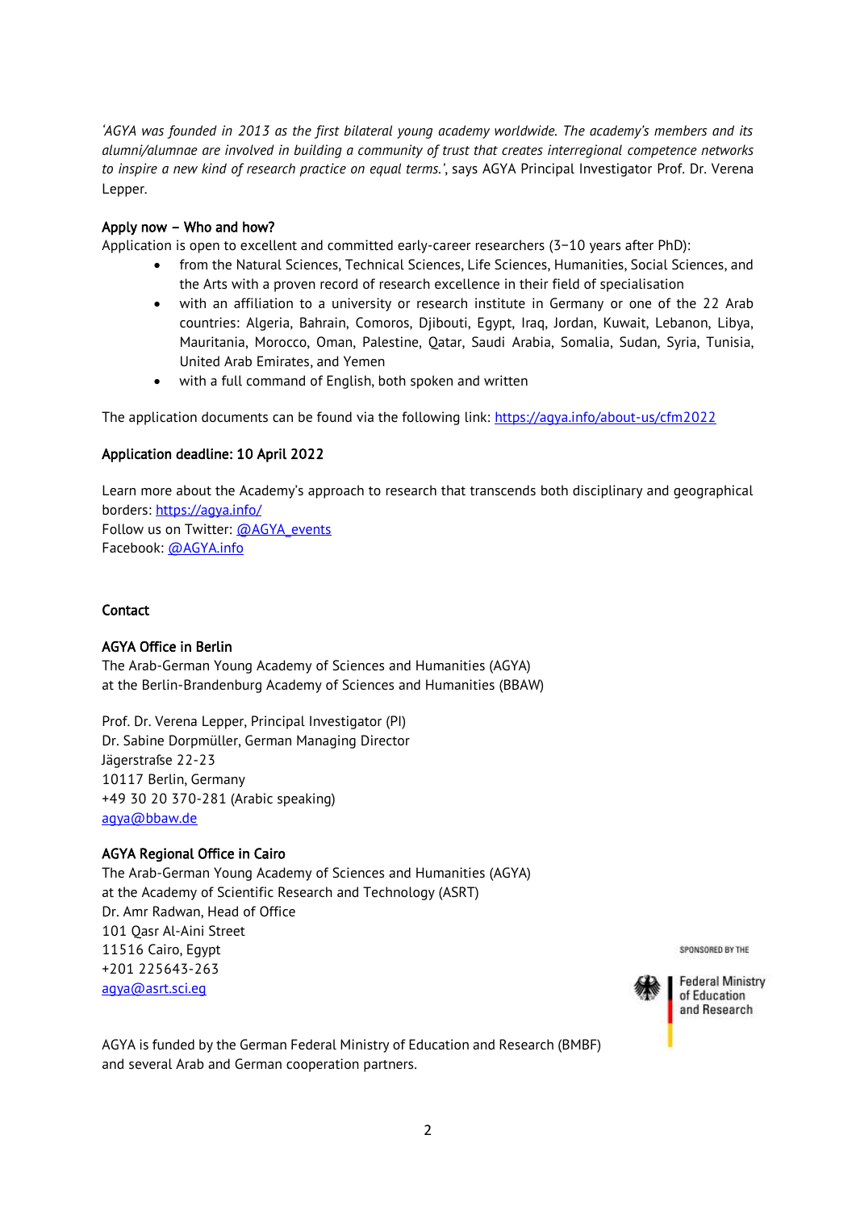*'AGYA was founded in 2013 as the first bilateral young academy worldwide. The academy's members and its alumni/alumnae are involved in building a community of trust that creates interregional competence networks to inspire a new kind of research practice on equal terms.'*, says AGYA Principal Investigator Prof. Dr. Verena Lepper.

### Apply now – Who and how?

Application is open to excellent and committed early-career researchers (3–10 years after PhD):

- from the Natural Sciences, Technical Sciences, Life Sciences, Humanities, Social Sciences, and the Arts with a proven record of research excellence in their field of specialisation
- with an affiliation to a university or research institute in Germany or one of the 22 Arab countries: Algeria, Bahrain, Comoros, Djibouti, Egypt, Iraq, Jordan, Kuwait, Lebanon, Libya, Mauritania, Morocco, Oman, Palestine, Qatar, Saudi Arabia, Somalia, Sudan, Syria, Tunisia, United Arab Emirates, and Yemen
- with a full command of English, both spoken and written

The application documents can be found via the following link: https://agya.info/about-us/cfm2022

### Application deadline: 10 April 2022

Learn more about the Academy's approach to research that transcends both disciplinary and geographical borders: https://agya.info/
Follow us on Twitter: @AGYA_events
Facebook: @AGYA.info

### Contact

#### AGYA Office in Berlin

The Arab-German Young Academy of Sciences and Humanities (AGYA)
at the Berlin-Brandenburg Academy of Sciences and Humanities (BBAW)

Prof. Dr. Verena Lepper, Principal Investigator (PI)
Dr. Sabine Dorpmüller, German Managing Director
Jägerstraße 22-23
10117 Berlin, Germany
+49 30 20 370-281 (Arabic speaking)
agya@bbaw.de

#### AGYA Regional Office in Cairo

The Arab-German Young Academy of Sciences and Humanities (AGYA)
at the Academy of Scientific Research and Technology (ASRT)
Dr. Amr Radwan, Head of Office
101 Qasr Al-Aini Street
11516 Cairo, Egypt
+201 225643-263
agya@asrt.sci.eg

SPONSORED BY THE

Federal Ministry of Education and Research

AGYA is funded by the German Federal Ministry of Education and Research (BMBF) and several Arab and German cooperation partners.